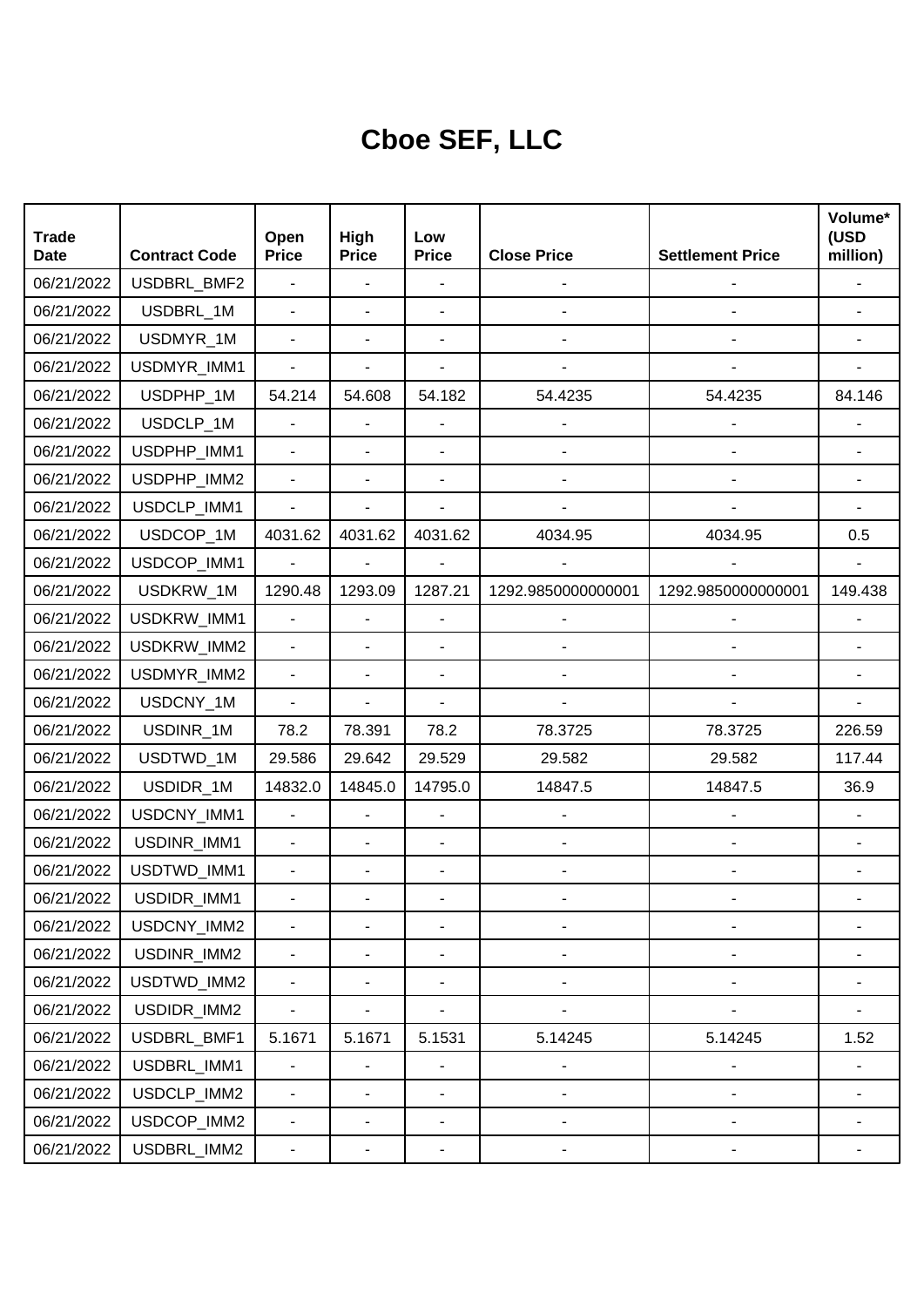# Cboe SEF, LLC

| Trade Date | Contract Code | Open Price | High Price | Low Price | Close Price | Settlement Price | Volume* (USD million) |
|---|---|---|---|---|---|---|---|
| 06/21/2022 | USDBRL_BMF2 | - | - | - | - | - | - |
| 06/21/2022 | USDBRL_1M | - | - | - | - | - | - |
| 06/21/2022 | USDMYR_1M | - | - | - | - | - | - |
| 06/21/2022 | USDMYR_IMM1 | - | - | - | - | - | - |
| 06/21/2022 | USDPHP_1M | 54.214 | 54.608 | 54.182 | 54.4235 | 54.4235 | 84.146 |
| 06/21/2022 | USDCLP_1M | - | - | - | - | - | - |
| 06/21/2022 | USDPHP_IMM1 | - | - | - | - | - | - |
| 06/21/2022 | USDPHP_IMM2 | - | - | - | - | - | - |
| 06/21/2022 | USDCLP_IMM1 | - | - | - | - | - | - |
| 06/21/2022 | USDCOP_1M | 4031.62 | 4031.62 | 4031.62 | 4034.95 | 4034.95 | 0.5 |
| 06/21/2022 | USDCOP_IMM1 | - | - | - | - | - | - |
| 06/21/2022 | USDKRW_1M | 1290.48 | 1293.09 | 1287.21 | 1292.9850000000001 | 1292.9850000000001 | 149.438 |
| 06/21/2022 | USDKRW_IMM1 | - | - | - | - | - | - |
| 06/21/2022 | USDKRW_IMM2 | - | - | - | - | - | - |
| 06/21/2022 | USDMYR_IMM2 | - | - | - | - | - | - |
| 06/21/2022 | USDCNY_1M | - | - | - | - | - | - |
| 06/21/2022 | USDINR_1M | 78.2 | 78.391 | 78.2 | 78.3725 | 78.3725 | 226.59 |
| 06/21/2022 | USDTWD_1M | 29.586 | 29.642 | 29.529 | 29.582 | 29.582 | 117.44 |
| 06/21/2022 | USDIDR_1M | 14832.0 | 14845.0 | 14795.0 | 14847.5 | 14847.5 | 36.9 |
| 06/21/2022 | USDCNY_IMM1 | - | - | - | - | - | - |
| 06/21/2022 | USDINR_IMM1 | - | - | - | - | - | - |
| 06/21/2022 | USDTWD_IMM1 | - | - | - | - | - | - |
| 06/21/2022 | USDIDR_IMM1 | - | - | - | - | - | - |
| 06/21/2022 | USDCNY_IMM2 | - | - | - | - | - | - |
| 06/21/2022 | USDINR_IMM2 | - | - | - | - | - | - |
| 06/21/2022 | USDTWD_IMM2 | - | - | - | - | - | - |
| 06/21/2022 | USDIDR_IMM2 | - | - | - | - | - | - |
| 06/21/2022 | USDBRL_BMF1 | 5.1671 | 5.1671 | 5.1531 | 5.14245 | 5.14245 | 1.52 |
| 06/21/2022 | USDBRL_IMM1 | - | - | - | - | - | - |
| 06/21/2022 | USDCLP_IMM2 | - | - | - | - | - | - |
| 06/21/2022 | USDCOP_IMM2 | - | - | - | - | - | - |
| 06/21/2022 | USDBRL_IMM2 | - | - | - | - | - | - |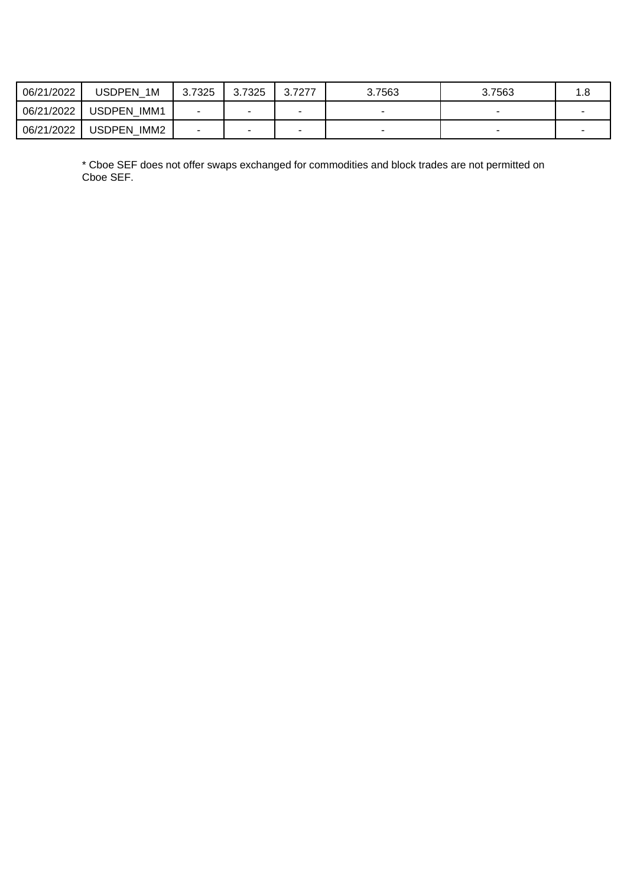| | | | | | | | |
|---|---|---|---|---|---|---|---|
| 06/21/2022 | USDPEN_1M | 3.7325 | 3.7325 | 3.7277 | 3.7563 | 3.7563 | 1.8 |
| 06/21/2022 | USDPEN_IMM1 | - | - | - | - | - | - |
| 06/21/2022 | USDPEN_IMM2 | - | - | - | - | - | - |

* Cboe SEF does not offer swaps exchanged for commodities and block trades are not permitted on Cboe SEF.